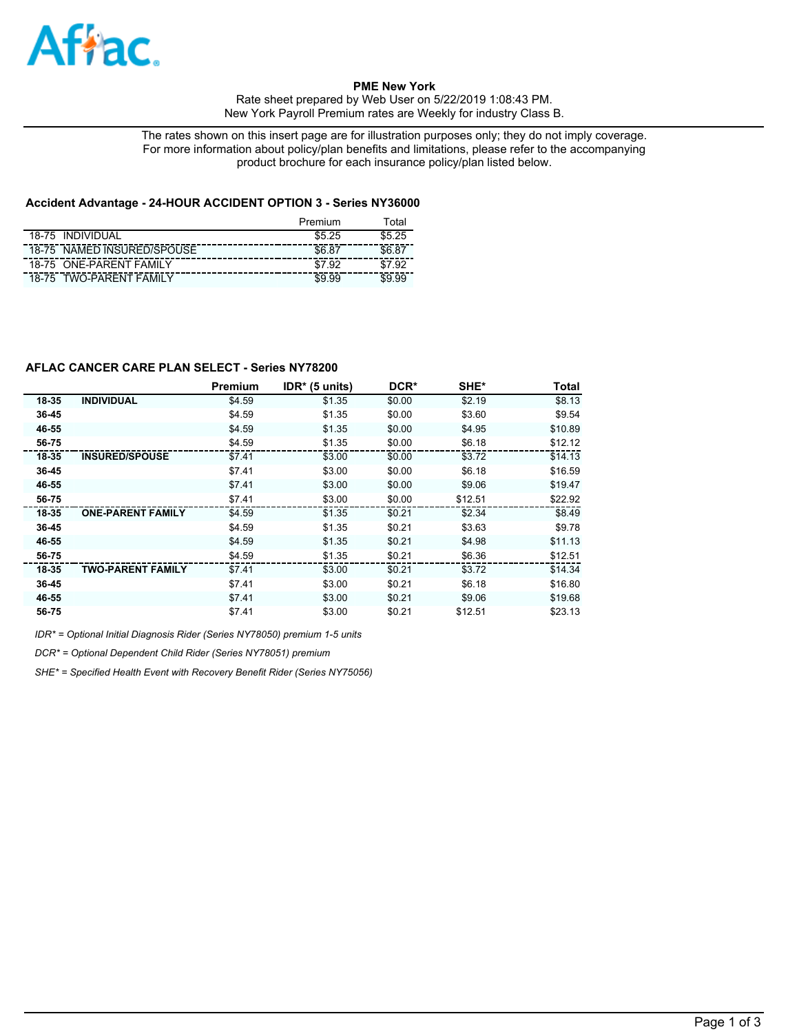**PME New York**
Rate sheet prepared by Web User on 5/22/2019 1:08:43 PM.
New York Payroll Premium rates are Weekly for industry Class B.

The rates shown on this insert page are for illustration purposes only; they do not imply coverage.
For more information about policy/plan benefits and limitations, please refer to the accompanying product brochure for each insurance policy/plan listed below.

### Accident Advantage - 24-HOUR ACCIDENT OPTION 3 - Series NY36000

| | Premium | Total |
|---|---|---|
| 18-75 INDIVIDUAL | $5.25 | $5.25 |
| 18-75 NAMED INSURED/SPOUSE | $6.87 | $6.87 |
| 18-75 ONE-PARENT FAMILY | $7.92 | $7.92 |
| 18-75 TWO-PARENT FAMILY | $9.99 | $9.99 |

### AFLAC CANCER CARE PLAN SELECT - Series NY78200

| | | Premium | IDR* (5 units) | DCR* | SHE* | Total |
|---|---|---|---|---|---|---|
| 18-35 | INDIVIDUAL | $4.59 | $1.35 | $0.00 | $2.19 | $8.13 |
| 36-45 | | $4.59 | $1.35 | $0.00 | $3.60 | $9.54 |
| 46-55 | | $4.59 | $1.35 | $0.00 | $4.95 | $10.89 |
| 56-75 | | $4.59 | $1.35 | $0.00 | $6.18 | $12.12 |
| 18-35 | INSURED/SPOUSE | $7.41 | $3.00 | $0.00 | $3.72 | $14.13 |
| 36-45 | | $7.41 | $3.00 | $0.00 | $6.18 | $16.59 |
| 46-55 | | $7.41 | $3.00 | $0.00 | $9.06 | $19.47 |
| 56-75 | | $7.41 | $3.00 | $0.00 | $12.51 | $22.92 |
| 18-35 | ONE-PARENT FAMILY | $4.59 | $1.35 | $0.21 | $2.34 | $8.49 |
| 36-45 | | $4.59 | $1.35 | $0.21 | $3.63 | $9.78 |
| 46-55 | | $4.59 | $1.35 | $0.21 | $4.98 | $11.13 |
| 56-75 | | $4.59 | $1.35 | $0.21 | $6.36 | $12.51 |
| 18-35 | TWO-PARENT FAMILY | $7.41 | $3.00 | $0.21 | $3.72 | $14.34 |
| 36-45 | | $7.41 | $3.00 | $0.21 | $6.18 | $16.80 |
| 46-55 | | $7.41 | $3.00 | $0.21 | $9.06 | $19.68 |
| 56-75 | | $7.41 | $3.00 | $0.21 | $12.51 | $23.13 |

*IDR* = Optional Initial Diagnosis Rider (Series NY78050) premium 1-5 units*

*DCR* = Optional Dependent Child Rider (Series NY78051) premium*

*SHE* = Specified Health Event with Recovery Benefit Rider (Series NY75056)*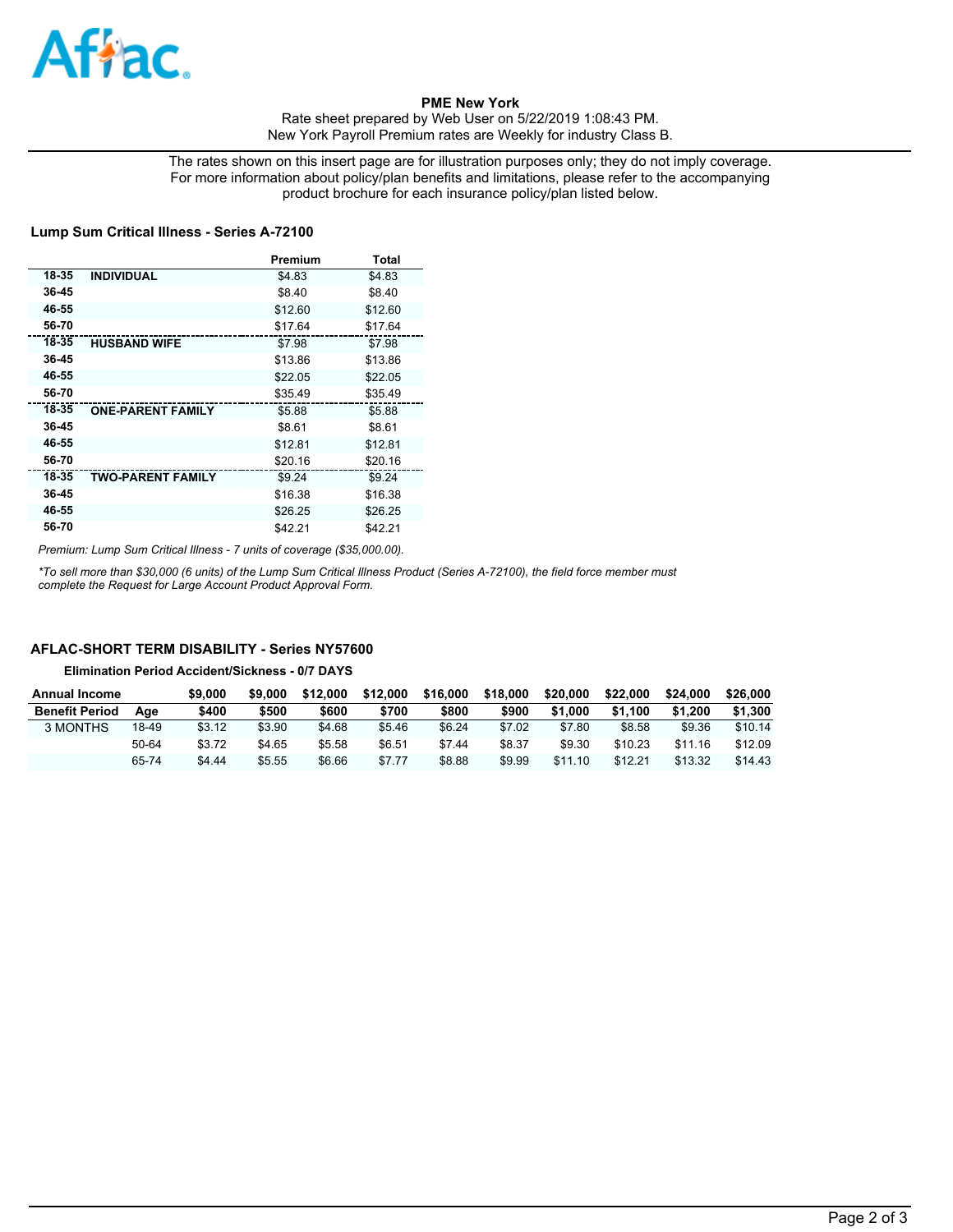**PME New York**

Rate sheet prepared by Web User on 5/22/2019 1:08:43 PM.
New York Payroll Premium rates are Weekly for industry Class B.

The rates shown on this insert page are for illustration purposes only; they do not imply coverage. For more information about policy/plan benefits and limitations, please refer to the accompanying product brochure for each insurance policy/plan listed below.

## Lump Sum Critical Illness - Series A-72100

| | | Premium | Total |
|---|---|---|---|
| 18-35 | **INDIVIDUAL** | $4.83 | $4.83 |
| 36-45 | | $8.40 | $8.40 |
| 46-55 | | $12.60 | $12.60 |
| 56-70 | | $17.64 | $17.64 |
| 18-35 | **HUSBAND WIFE** | $7.98 | $7.98 |
| 36-45 | | $13.86 | $13.86 |
| 46-55 | | $22.05 | $22.05 |
| 56-70 | | $35.49 | $35.49 |
| 18-35 | **ONE-PARENT FAMILY** | $5.88 | $5.88 |
| 36-45 | | $8.61 | $8.61 |
| 46-55 | | $12.81 | $12.81 |
| 56-70 | | $20.16 | $20.16 |
| 18-35 | **TWO-PARENT FAMILY** | $9.24 | $9.24 |
| 36-45 | | $16.38 | $16.38 |
| 46-55 | | $26.25 | $26.25 |
| 56-70 | | $42.21 | $42.21 |

*Premium: Lump Sum Critical Illness - 7 units of coverage ($35,000.00).*

*To sell more than $30,000 (6 units) of the Lump Sum Critical Illness Product (Series A-72100), the field force member must complete the Request for Large Account Product Approval Form.*

## AFLAC-SHORT TERM DISABILITY - Series NY57600

**Elimination Period Accident/Sickness - 0/7 DAYS**

| Annual Income | | $9,000 | $9,000 | $12,000 | $12,000 | $16,000 | $18,000 | $20,000 | $22,000 | $24,000 | $26,000 |
|---|---|---|---|---|---|---|---|---|---|---|---|
| **Benefit Period** | **Age** | **$400** | **$500** | **$600** | **$700** | **$800** | **$900** | **$1,000** | **$1,100** | **$1,200** | **$1,300** |
| 3 MONTHS | 18-49 | $3.12 | $3.90 | $4.68 | $5.46 | $6.24 | $7.02 | $7.80 | $8.58 | $9.36 | $10.14 |
| | 50-64 | $3.72 | $4.65 | $5.58 | $6.51 | $7.44 | $8.37 | $9.30 | $10.23 | $11.16 | $12.09 |
| | 65-74 | $4.44 | $5.55 | $6.66 | $7.77 | $8.88 | $9.99 | $11.10 | $12.21 | $13.32 | $14.43 |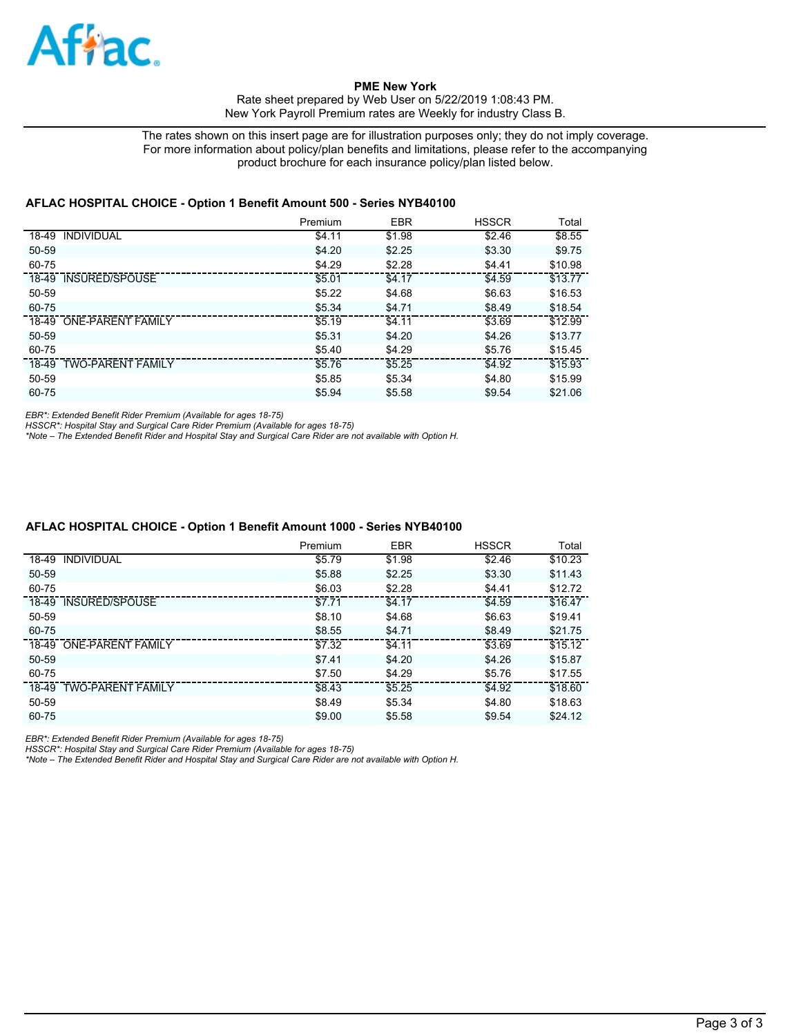**PME New York**
Rate sheet prepared by Web User on 5/22/2019 1:08:43 PM.
New York Payroll Premium rates are Weekly for industry Class B.

The rates shown on this insert page are for illustration purposes only; they do not imply coverage.
For more information about policy/plan benefits and limitations, please refer to the accompanying product brochure for each insurance policy/plan listed below.

### AFLAC HOSPITAL CHOICE - Option 1 Benefit Amount 500 - Series NYB40100

| | Premium | EBR | HSSCR | Total |
|---|---|---|---|---|
| 18-49 INDIVIDUAL | $4.11 | $1.98 | $2.46 | $8.55 |
| 50-59 | $4.20 | $2.25 | $3.30 | $9.75 |
| 60-75 | $4.29 | $2.28 | $4.41 | $10.98 |
| 18-49 INSURED/SPOUSE | $5.01 | $4.17 | $4.59 | $13.77 |
| 50-59 | $5.22 | $4.68 | $6.63 | $16.53 |
| 60-75 | $5.34 | $4.71 | $8.49 | $18.54 |
| 18-49 ONE-PARENT FAMILY | $5.19 | $4.11 | $3.69 | $12.99 |
| 50-59 | $5.31 | $4.20 | $4.26 | $13.77 |
| 60-75 | $5.40 | $4.29 | $5.76 | $15.45 |
| 18-49 TWO-PARENT FAMILY | $5.76 | $5.25 | $4.92 | $15.93 |
| 50-59 | $5.85 | $5.34 | $4.80 | $15.99 |
| 60-75 | $5.94 | $5.58 | $9.54 | $21.06 |

*EBR*: Extended Benefit Rider Premium (Available for ages 18-75)*
*HSSCR*: Hospital Stay and Surgical Care Rider Premium (Available for ages 18-75)*
**Note – The Extended Benefit Rider and Hospital Stay and Surgical Care Rider are not available with Option H.*

### AFLAC HOSPITAL CHOICE - Option 1 Benefit Amount 1000 - Series NYB40100

| | Premium | EBR | HSSCR | Total |
|---|---|---|---|---|
| 18-49 INDIVIDUAL | $5.79 | $1.98 | $2.46 | $10.23 |
| 50-59 | $5.88 | $2.25 | $3.30 | $11.43 |
| 60-75 | $6.03 | $2.28 | $4.41 | $12.72 |
| 18-49 INSURED/SPOUSE | $7.71 | $4.17 | $4.59 | $16.47 |
| 50-59 | $8.10 | $4.68 | $6.63 | $19.41 |
| 60-75 | $8.55 | $4.71 | $8.49 | $21.75 |
| 18-49 ONE-PARENT FAMILY | $7.32 | $4.11 | $3.69 | $15.12 |
| 50-59 | $7.41 | $4.20 | $4.26 | $15.87 |
| 60-75 | $7.50 | $4.29 | $5.76 | $17.55 |
| 18-49 TWO-PARENT FAMILY | $8.43 | $5.25 | $4.92 | $18.60 |
| 50-59 | $8.49 | $5.34 | $4.80 | $18.63 |
| 60-75 | $9.00 | $5.58 | $9.54 | $24.12 |

*EBR*: Extended Benefit Rider Premium (Available for ages 18-75)*
*HSSCR*: Hospital Stay and Surgical Care Rider Premium (Available for ages 18-75)*
**Note – The Extended Benefit Rider and Hospital Stay and Surgical Care Rider are not available with Option H.*